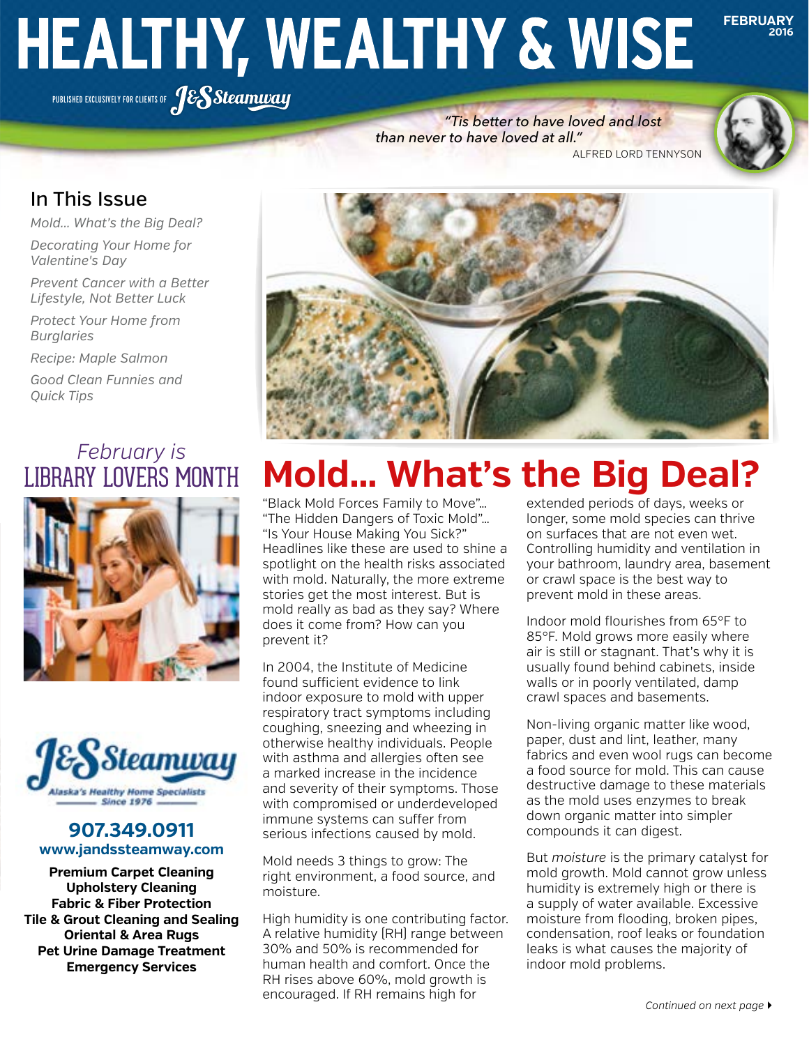# HEALTHY, WEALTHY & WISE

**FEBRUARY 2016**

PUBLISHED EXCLUSIVELY FOR CLIENTS OF J&S Steamway

*"Tis better to have loved and lost than never to have loved at all."*
ALFRED LORD TENNYSON

## In This Issue

*Mold... What's the Big Deal?*

*Decorating Your Home for Valentine's Day*

*Prevent Cancer with a Better Lifestyle, Not Better Luck*

*Protect Your Home from Burglaries*

*Recipe: Maple Salmon*

*Good Clean Funnies and Quick Tips*

*February is* LIBRARY LOVERS MONTH

J&S Steamway
Alaska's Healthy Home Specialists
Since 1976

**907.349.0911**
**www.jandssteamway.com**

**Premium Carpet Cleaning**
**Upholstery Cleaning**
**Fabric & Fiber Protection**
**Tile & Grout Cleaning and Sealing**
**Oriental & Area Rugs**
**Pet Urine Damage Treatment**
**Emergency Services**

# Mold... What's the Big Deal?

"Black Mold Forces Family to Move"... "The Hidden Dangers of Toxic Mold"... "Is Your House Making You Sick?" Headlines like these are used to shine a spotlight on the health risks associated with mold. Naturally, the more extreme stories get the most interest. But is mold really as bad as they say? Where does it come from? How can you prevent it?

In 2004, the Institute of Medicine found sufficient evidence to link indoor exposure to mold with upper respiratory tract symptoms including coughing, sneezing and wheezing in otherwise healthy individuals. People with asthma and allergies often see a marked increase in the incidence and severity of their symptoms. Those with compromised or underdeveloped immune systems can suffer from serious infections caused by mold.

Mold needs 3 things to grow: The right environment, a food source, and moisture.

High humidity is one contributing factor. A relative humidity (RH) range between 30% and 50% is recommended for human health and comfort. Once the RH rises above 60%, mold growth is encouraged. If RH remains high for extended periods of days, weeks or longer, some mold species can thrive on surfaces that are not even wet. Controlling humidity and ventilation in your bathroom, laundry area, basement or crawl space is the best way to prevent mold in these areas.

Indoor mold flourishes from 65°F to 85°F. Mold grows more easily where air is still or stagnant. That's why it is usually found behind cabinets, inside walls or in poorly ventilated, damp crawl spaces and basements.

Non-living organic matter like wood, paper, dust and lint, leather, many fabrics and even wool rugs can become a food source for mold. This can cause destructive damage to these materials as the mold uses enzymes to break down organic matter into simpler compounds it can digest.

But *moisture* is the primary catalyst for mold growth. Mold cannot grow unless humidity is extremely high or there is a supply of water available. Excessive moisture from flooding, broken pipes, condensation, roof leaks or foundation leaks is what causes the majority of indoor mold problems.

*Continued on next page*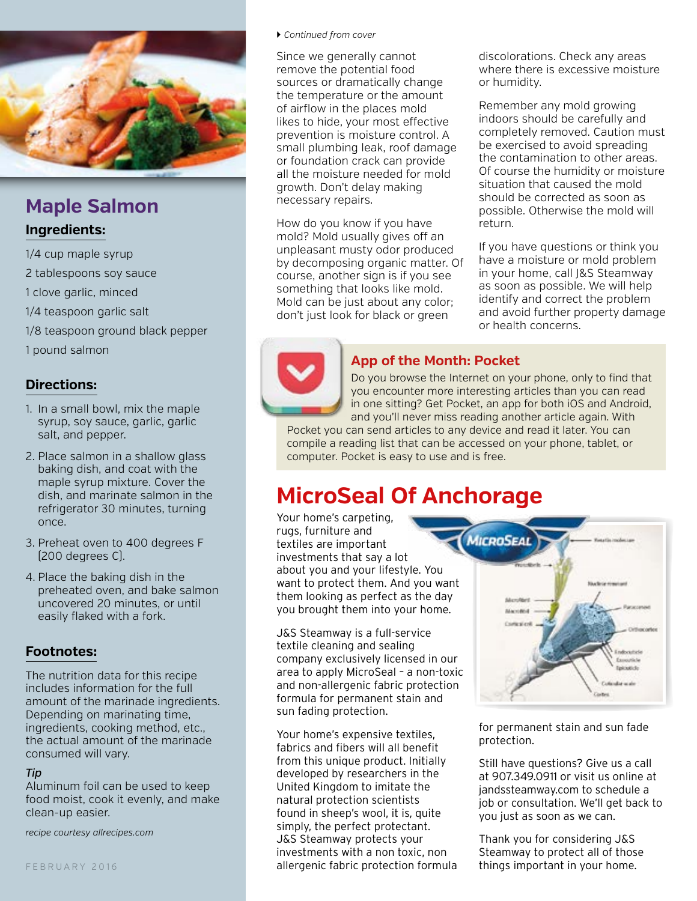## Maple Salmon

### Ingredients:

1/4 cup maple syrup

2 tablespoons soy sauce

1 clove garlic, minced

1/4 teaspoon garlic salt

1/8 teaspoon ground black pepper

1 pound salmon

### Directions:

1. In a small bowl, mix the maple syrup, soy sauce, garlic, garlic salt, and pepper.
2. Place salmon in a shallow glass baking dish, and coat with the maple syrup mixture. Cover the dish, and marinate salmon in the refrigerator 30 minutes, turning once.
3. Preheat oven to 400 degrees F (200 degrees C).
4. Place the baking dish in the preheated oven, and bake salmon uncovered 20 minutes, or until easily flaked with a fork.

### Footnotes:

The nutrition data for this recipe includes information for the full amount of the marinade ingredients. Depending on marinating time, ingredients, cooking method, etc., the actual amount of the marinade consumed will vary.

*Tip*

Aluminum foil can be used to keep food moist, cook it evenly, and make clean-up easier.

*recipe courtesy allrecipes.com*

*Continued from cover*

Since we generally cannot remove the potential food sources or dramatically change the temperature or the amount of airflow in the places mold likes to hide, your most effective prevention is moisture control. A small plumbing leak, roof damage or foundation crack can provide all the moisture needed for mold growth. Don't delay making necessary repairs.

How do you know if you have mold? Mold usually gives off an unpleasant musty odor produced by decomposing organic matter. Of course, another sign is if you see something that looks like mold. Mold can be just about any color; don't just look for black or green discolorations. Check any areas where there is excessive moisture or humidity.

Remember any mold growing indoors should be carefully and completely removed. Caution must be exercised to avoid spreading the contamination to other areas. Of course the humidity or moisture situation that caused the mold should be corrected as soon as possible. Otherwise the mold will return.

If you have questions or think you have a moisture or mold problem in your home, call J&S Steamway as soon as possible. We will help identify and correct the problem and avoid further property damage or health concerns.

### App of the Month: Pocket

Do you browse the Internet on your phone, only to find that you encounter more interesting articles than you can read in one sitting? Get Pocket, an app for both iOS and Android, and you'll never miss reading another article again. With Pocket you can send articles to any device and read it later. You can compile a reading list that can be accessed on your phone, tablet, or computer. Pocket is easy to use and is free.

# MicroSeal Of Anchorage

Your home's carpeting, rugs, furniture and textiles are important investments that say a lot about you and your lifestyle. You want to protect them. And you want them looking as perfect as the day you brought them into your home.

J&S Steamway is a full-service textile cleaning and sealing company exclusively licensed in our area to apply MicroSeal – a non-toxic and non-allergenic fabric protection formula for permanent stain and sun fading protection.

Your home's expensive textiles, fabrics and fibers will all benefit from this unique product. Initially developed by researchers in the United Kingdom to imitate the natural protection scientists found in sheep's wool, it is, quite simply, the perfect protectant. J&S Steamway protects your investments with a non toxic, non allergenic fabric protection formula for permanent stain and sun fade protection.

Still have questions? Give us a call at 907.349.0911 or visit us online at jandssteamway.com to schedule a job or consultation. We'll get back to you just as soon as we can.

Thank you for considering J&S Steamway to protect all of those things important in your home.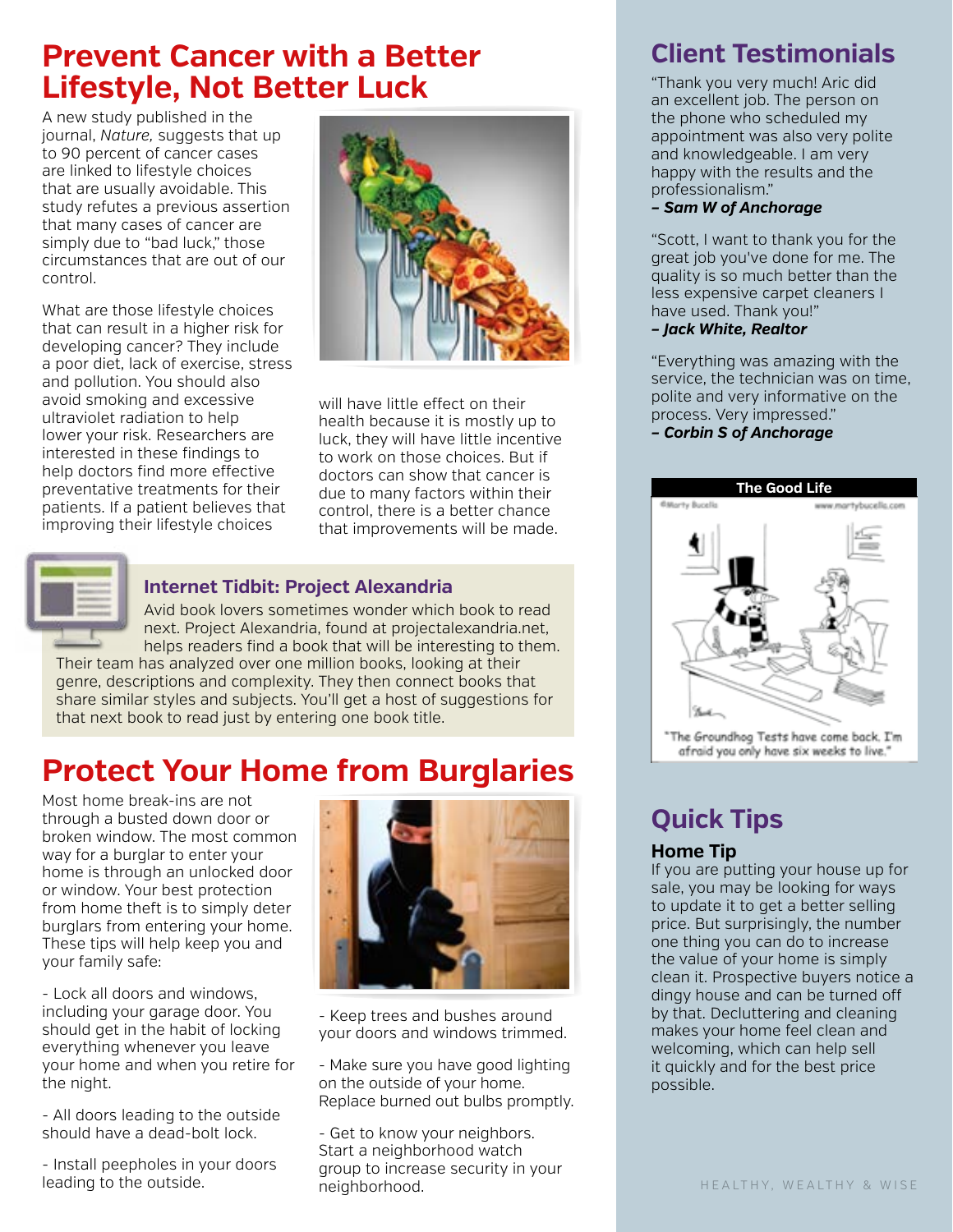# Prevent Cancer with a Better Lifestyle, Not Better Luck

A new study published in the journal, *Nature,* suggests that up to 90 percent of cancer cases are linked to lifestyle choices that are usually avoidable. This study refutes a previous assertion that many cases of cancer are simply due to "bad luck," those circumstances that are out of our control.

What are those lifestyle choices that can result in a higher risk for developing cancer? They include a poor diet, lack of exercise, stress and pollution. You should also avoid smoking and excessive ultraviolet radiation to help lower your risk. Researchers are interested in these findings to help doctors find more effective preventative treatments for their patients. If a patient believes that improving their lifestyle choices will have little effect on their health because it is mostly up to luck, they will have little incentive to work on those choices. But if doctors can show that cancer is due to many factors within their control, there is a better chance that improvements will be made.

### Internet Tidbit: Project Alexandria

Avid book lovers sometimes wonder which book to read next. Project Alexandria, found at projectalexandria.net, helps readers find a book that will be interesting to them. Their team has analyzed over one million books, looking at their genre, descriptions and complexity. They then connect books that share similar styles and subjects. You'll get a host of suggestions for that next book to read just by entering one book title.

# Protect Your Home from Burglaries

Most home break-ins are not through a busted down door or broken window. The most common way for a burglar to enter your home is through an unlocked door or window. Your best protection from home theft is to simply deter burglars from entering your home. These tips will help keep you and your family safe:

- Lock all doors and windows, including your garage door. You should get in the habit of locking everything whenever you leave your home and when you retire for the night.

- All doors leading to the outside should have a dead-bolt lock.

- Install peepholes in your doors leading to the outside.

- Keep trees and bushes around your doors and windows trimmed.

- Make sure you have good lighting on the outside of your home. Replace burned out bulbs promptly.

- Get to know your neighbors. Start a neighborhood watch group to increase security in your neighborhood.

## Client Testimonials

"Thank you very much! Aric did an excellent job. The person on the phone who scheduled my appointment was also very polite and knowledgeable. I am very happy with the results and the professionalism."
***– Sam W of Anchorage***

"Scott, I want to thank you for the great job you've done for me. The quality is so much better than the less expensive carpet cleaners I have used. Thank you!"
***– Jack White, Realtor***

"Everything was amazing with the service, the technician was on time, polite and very informative on the process. Very impressed."
***– Corbin S of Anchorage***

**The Good Life**

"The Groundhog Tests have come back. I'm afraid you only have six weeks to live."

## Quick Tips

### Home Tip

If you are putting your house up for sale, you may be looking for ways to update it to get a better selling price. But surprisingly, the number one thing you can do to increase the value of your home is simply clean it. Prospective buyers notice a dingy house and can be turned off by that. Decluttering and cleaning makes your home feel clean and welcoming, which can help sell it quickly and for the best price possible.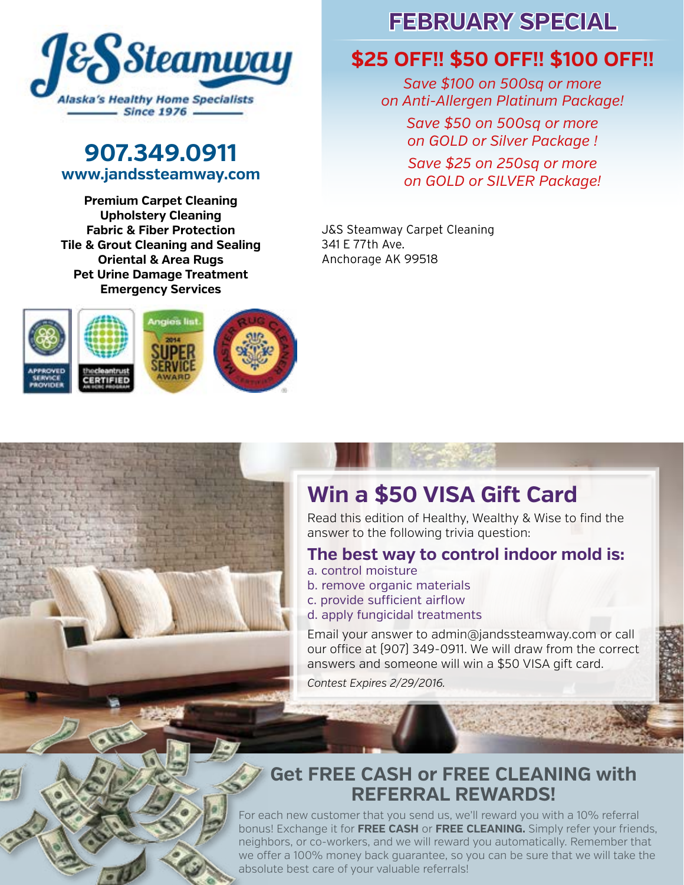# J&S Steamway

Alaska's Healthy Home Specialists

Since 1976

## 907.349.0911

**www.jandssteamway.com**

**Premium Carpet Cleaning**
**Upholstery Cleaning**
**Fabric & Fiber Protection**
**Tile & Grout Cleaning and Sealing**
**Oriental & Area Rugs**
**Pet Urine Damage Treatment**
**Emergency Services**

# FEBRUARY SPECIAL

## $25 OFF!! $50 OFF!! $100 OFF!!

*Save $100 on 500sq or more on Anti-Allergen Platinum Package!*

*Save $50 on 500sq or more on GOLD or Silver Package !*

*Save $25 on 250sq or more on GOLD or SILVER Package!*

J&S Steamway Carpet Cleaning
341 E 77th Ave.
Anchorage AK 99518

## Win a $50 VISA Gift Card

Read this edition of Healthy, Wealthy & Wise to find the answer to the following trivia question:

### The best way to control indoor mold is:

a. control moisture
b. remove organic materials
c. provide sufficient airflow
d. apply fungicidal treatments

Email your answer to admin@jandssteamway.com or call our office at (907) 349-0911. We will draw from the correct answers and someone will win a $50 VISA gift card.

*Contest Expires 2/29/2016.*

## Get FREE CASH or FREE CLEANING with REFERRAL REWARDS!

For each new customer that you send us, we'll reward you with a 10% referral bonus! Exchange it for **FREE CASH** or **FREE CLEANING.** Simply refer your friends, neighbors, or co-workers, and we will reward you automatically. Remember that we offer a 100% money back guarantee, so you can be sure that we will take the absolute best care of your valuable referrals!